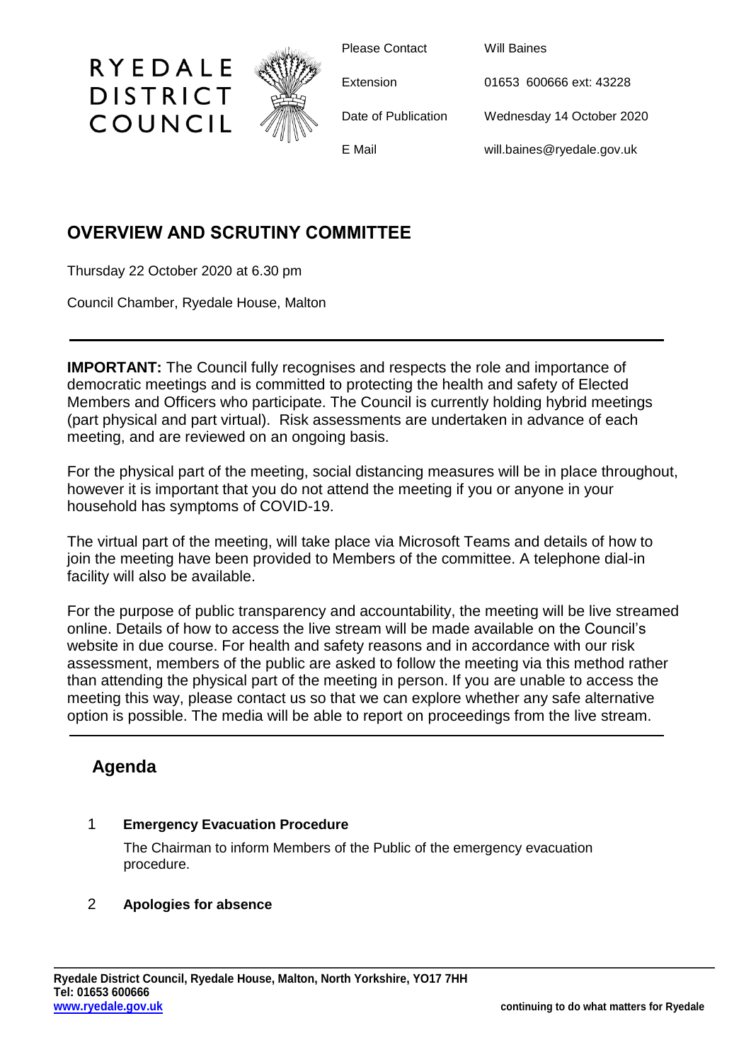RYEDALE DISTRICT COUNCIL

| | |
|---|---|
| Please Contact | Will Baines |
| Extension | 01653 600666 ext: 43228 |
| Date of Publication | Wednesday 14 October 2020 |
| E Mail | will.baines@ryedale.gov.uk |

## OVERVIEW AND SCRUTINY COMMITTEE

Thursday 22 October 2020 at 6.30 pm

Council Chamber, Ryedale House, Malton

---

**IMPORTANT:** The Council fully recognises and respects the role and importance of democratic meetings and is committed to protecting the health and safety of Elected Members and Officers who participate. The Council is currently holding hybrid meetings (part physical and part virtual). Risk assessments are undertaken in advance of each meeting, and are reviewed on an ongoing basis.

For the physical part of the meeting, social distancing measures will be in place throughout, however it is important that you do not attend the meeting if you or anyone in your household has symptoms of COVID-19.

The virtual part of the meeting, will take place via Microsoft Teams and details of how to join the meeting have been provided to Members of the committee. A telephone dial-in facility will also be available.

For the purpose of public transparency and accountability, the meeting will be live streamed online. Details of how to access the live stream will be made available on the Council's website in due course. For health and safety reasons and in accordance with our risk assessment, members of the public are asked to follow the meeting via this method rather than attending the physical part of the meeting in person. If you are unable to access the meeting this way, please contact us so that we can explore whether any safe alternative option is possible. The media will be able to report on proceedings from the live stream.

---

## Agenda

1 **Emergency Evacuation Procedure**

The Chairman to inform Members of the Public of the emergency evacuation procedure.

2 **Apologies for absence**

**Ryedale District Council, Ryedale House, Malton, North Yorkshire, YO17 7HH**
**Tel: 01653 600666**
**www.ryedale.gov.uk**

**continuing to do what matters for Ryedale**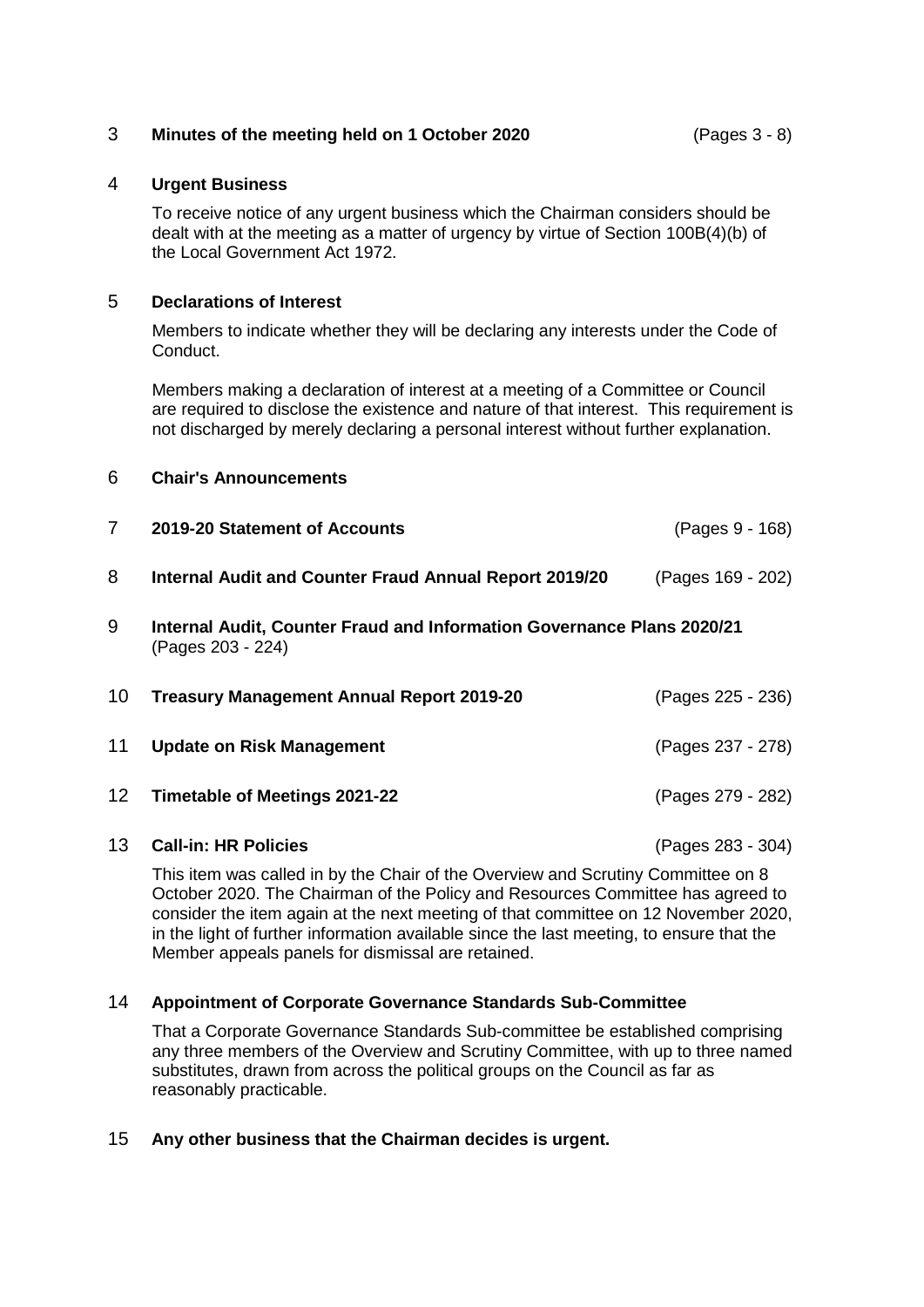3 **Minutes of the meeting held on 1 October 2020** (Pages 3 - 8)

4 **Urgent Business**

To receive notice of any urgent business which the Chairman considers should be dealt with at the meeting as a matter of urgency by virtue of Section 100B(4)(b) of the Local Government Act 1972.

5 **Declarations of Interest**

Members to indicate whether they will be declaring any interests under the Code of Conduct.

Members making a declaration of interest at a meeting of a Committee or Council are required to disclose the existence and nature of that interest. This requirement is not discharged by merely declaring a personal interest without further explanation.

6 **Chair's Announcements**

7 **2019-20 Statement of Accounts** (Pages 9 - 168)

8 **Internal Audit and Counter Fraud Annual Report 2019/20** (Pages 169 - 202)

9 **Internal Audit, Counter Fraud and Information Governance Plans 2020/21** (Pages 203 - 224)

10 **Treasury Management Annual Report 2019-20** (Pages 225 - 236)

11 **Update on Risk Management** (Pages 237 - 278)

12 **Timetable of Meetings 2021-22** (Pages 279 - 282)

13 **Call-in: HR Policies** (Pages 283 - 304)

This item was called in by the Chair of the Overview and Scrutiny Committee on 8 October 2020. The Chairman of the Policy and Resources Committee has agreed to consider the item again at the next meeting of that committee on 12 November 2020, in the light of further information available since the last meeting, to ensure that the Member appeals panels for dismissal are retained.

14 **Appointment of Corporate Governance Standards Sub-Committee**

That a Corporate Governance Standards Sub-committee be established comprising any three members of the Overview and Scrutiny Committee, with up to three named substitutes, drawn from across the political groups on the Council as far as reasonably practicable.

15 **Any other business that the Chairman decides is urgent.**